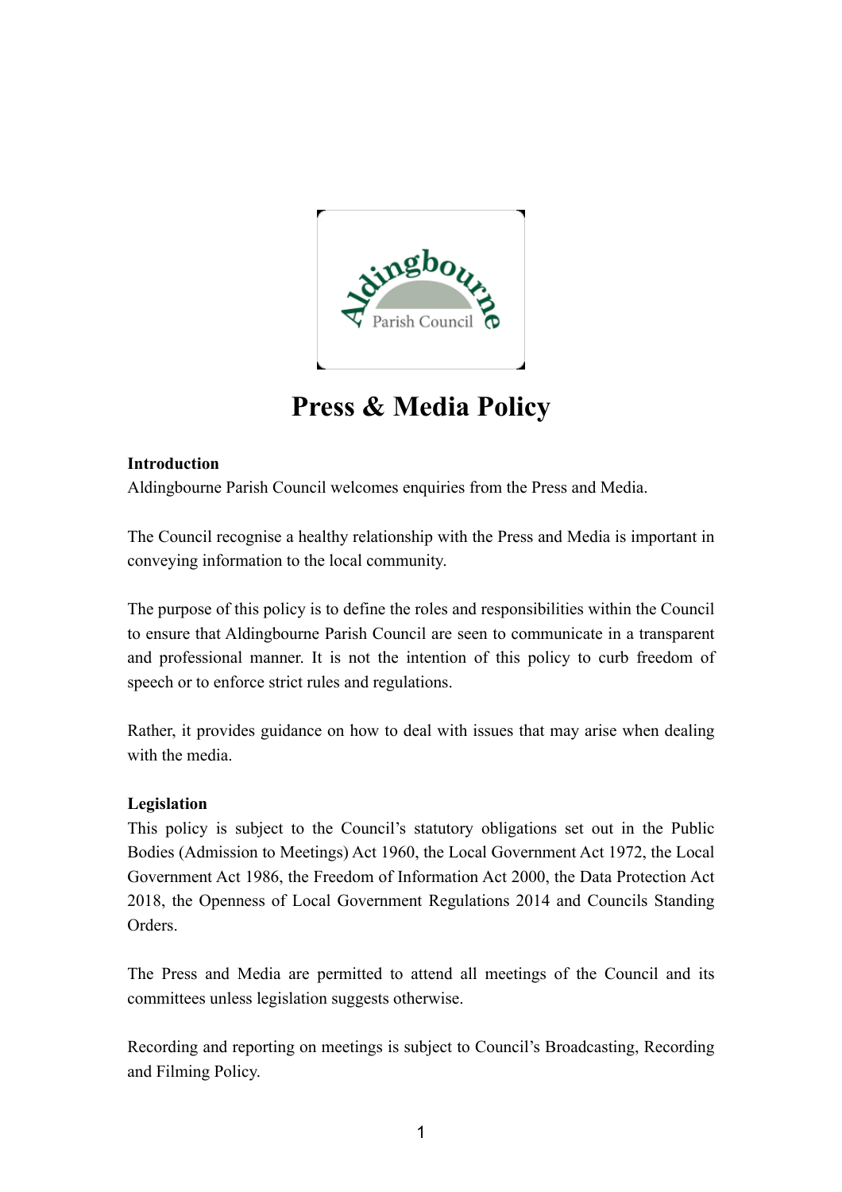# Press & Media Policy

**Introduction**

Aldingbourne Parish Council welcomes enquiries from the Press and Media.

The Council recognise a healthy relationship with the Press and Media is important in conveying information to the local community.

The purpose of this policy is to define the roles and responsibilities within the Council to ensure that Aldingbourne Parish Council are seen to communicate in a transparent and professional manner. It is not the intention of this policy to curb freedom of speech or to enforce strict rules and regulations.

Rather, it provides guidance on how to deal with issues that may arise when dealing with the media.

**Legislation**

This policy is subject to the Council's statutory obligations set out in the Public Bodies (Admission to Meetings) Act 1960, the Local Government Act 1972, the Local Government Act 1986, the Freedom of Information Act 2000, the Data Protection Act 2018, the Openness of Local Government Regulations 2014 and Councils Standing Orders.

The Press and Media are permitted to attend all meetings of the Council and its committees unless legislation suggests otherwise.

Recording and reporting on meetings is subject to Council's Broadcasting, Recording and Filming Policy.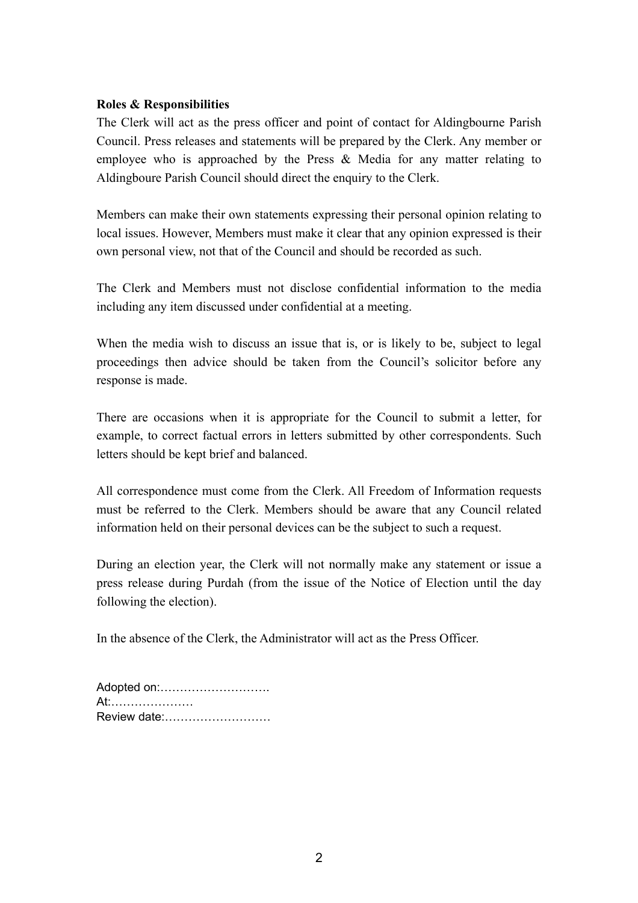**Roles & Responsibilities**

The Clerk will act as the press officer and point of contact for Aldingbourne Parish Council. Press releases and statements will be prepared by the Clerk. Any member or employee who is approached by the Press & Media for any matter relating to Aldingboure Parish Council should direct the enquiry to the Clerk.

Members can make their own statements expressing their personal opinion relating to local issues. However, Members must make it clear that any opinion expressed is their own personal view, not that of the Council and should be recorded as such.

The Clerk and Members must not disclose confidential information to the media including any item discussed under confidential at a meeting.

When the media wish to discuss an issue that is, or is likely to be, subject to legal proceedings then advice should be taken from the Council's solicitor before any response is made.

There are occasions when it is appropriate for the Council to submit a letter, for example, to correct factual errors in letters submitted by other correspondents. Such letters should be kept brief and balanced.

All correspondence must come from the Clerk. All Freedom of Information requests must be referred to the Clerk. Members should be aware that any Council related information held on their personal devices can be the subject to such a request.

During an election year, the Clerk will not normally make any statement or issue a press release during Purdah (from the issue of the Notice of Election until the day following the election).

In the absence of the Clerk, the Administrator will act as the Press Officer.

Adopted on:……………………….
At:…………………
Review date:………………………